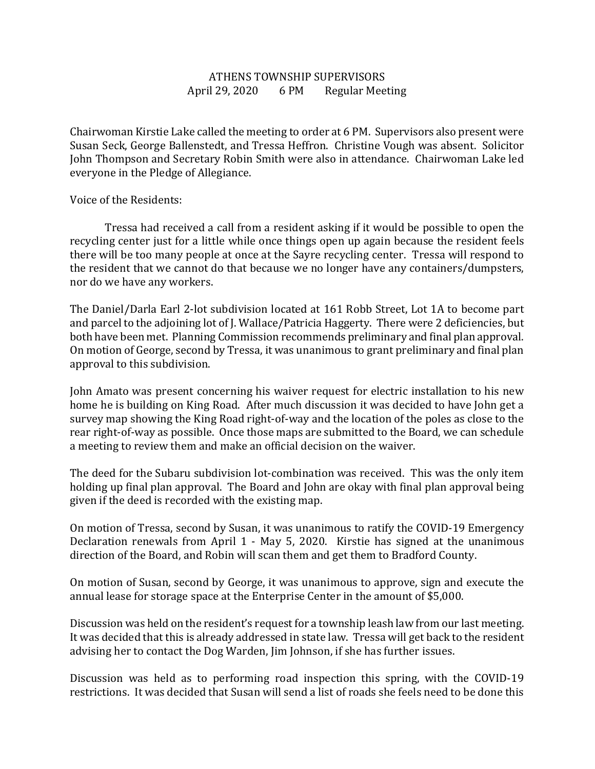# ATHENS TOWNSHIP SUPERVISORS
## April 29, 2020 6 PM Regular Meeting

Chairwoman Kirstie Lake called the meeting to order at 6 PM. Supervisors also present were Susan Seck, George Ballenstedt, and Tressa Heffron. Christine Vough was absent. Solicitor John Thompson and Secretary Robin Smith were also in attendance. Chairwoman Lake led everyone in the Pledge of Allegiance.

Voice of the Residents:

Tressa had received a call from a resident asking if it would be possible to open the recycling center just for a little while once things open up again because the resident feels there will be too many people at once at the Sayre recycling center. Tressa will respond to the resident that we cannot do that because we no longer have any containers/dumpsters, nor do we have any workers.

The Daniel/Darla Earl 2-lot subdivision located at 161 Robb Street, Lot 1A to become part and parcel to the adjoining lot of J. Wallace/Patricia Haggerty. There were 2 deficiencies, but both have been met. Planning Commission recommends preliminary and final plan approval. On motion of George, second by Tressa, it was unanimous to grant preliminary and final plan approval to this subdivision.

John Amato was present concerning his waiver request for electric installation to his new home he is building on King Road. After much discussion it was decided to have John get a survey map showing the King Road right-of-way and the location of the poles as close to the rear right-of-way as possible. Once those maps are submitted to the Board, we can schedule a meeting to review them and make an official decision on the waiver.

The deed for the Subaru subdivision lot-combination was received. This was the only item holding up final plan approval. The Board and John are okay with final plan approval being given if the deed is recorded with the existing map.

On motion of Tressa, second by Susan, it was unanimous to ratify the COVID-19 Emergency Declaration renewals from April 1 - May 5, 2020. Kirstie has signed at the unanimous direction of the Board, and Robin will scan them and get them to Bradford County.

On motion of Susan, second by George, it was unanimous to approve, sign and execute the annual lease for storage space at the Enterprise Center in the amount of $5,000.

Discussion was held on the resident's request for a township leash law from our last meeting. It was decided that this is already addressed in state law. Tressa will get back to the resident advising her to contact the Dog Warden, Jim Johnson, if she has further issues.

Discussion was held as to performing road inspection this spring, with the COVID-19 restrictions. It was decided that Susan will send a list of roads she feels need to be done this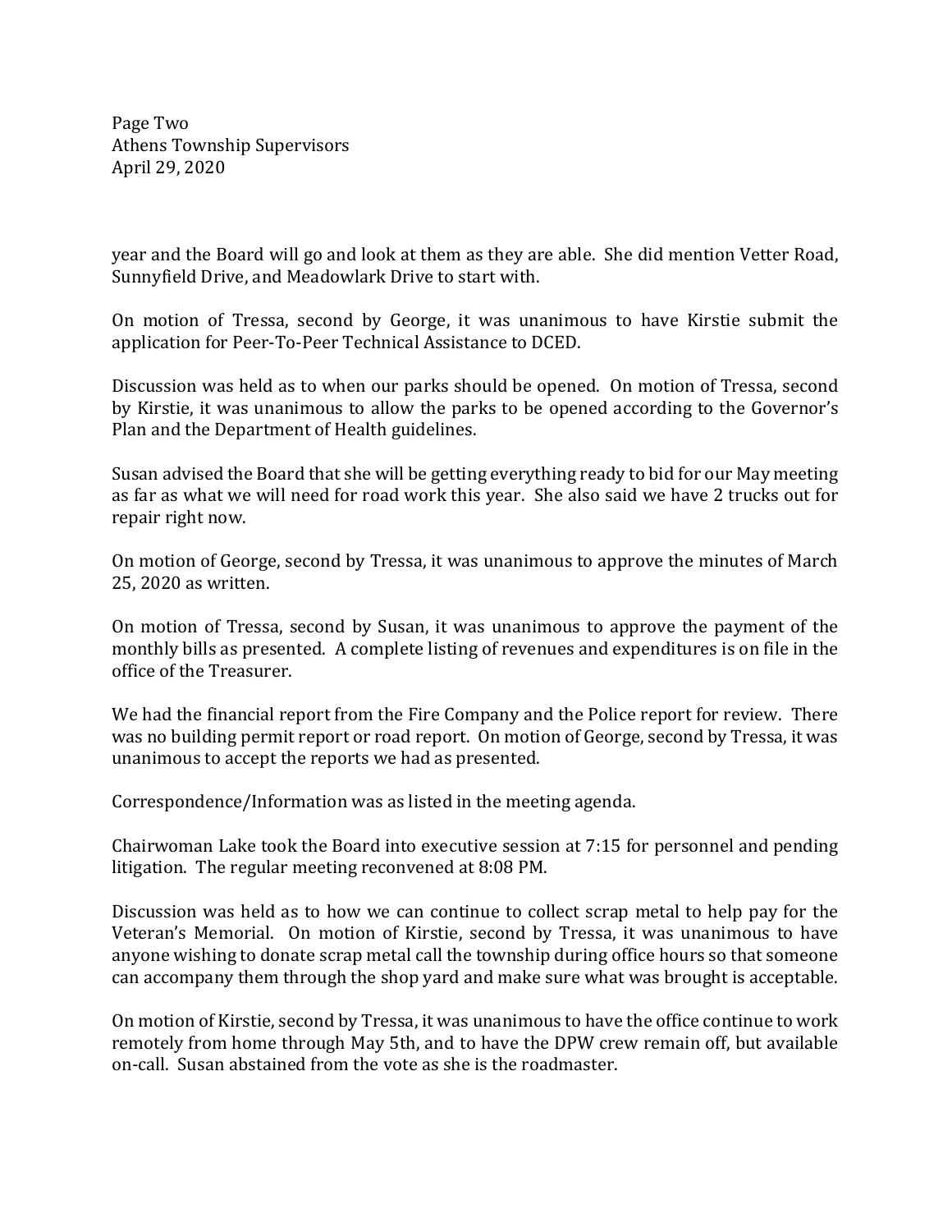year and the Board will go and look at them as they are able. She did mention Vetter Road, Sunnyfield Drive, and Meadowlark Drive to start with.

On motion of Tressa, second by George, it was unanimous to have Kirstie submit the application for Peer-To-Peer Technical Assistance to DCED.

Discussion was held as to when our parks should be opened. On motion of Tressa, second by Kirstie, it was unanimous to allow the parks to be opened according to the Governor's Plan and the Department of Health guidelines.

Susan advised the Board that she will be getting everything ready to bid for our May meeting as far as what we will need for road work this year. She also said we have 2 trucks out for repair right now.

On motion of George, second by Tressa, it was unanimous to approve the minutes of March 25, 2020 as written.

On motion of Tressa, second by Susan, it was unanimous to approve the payment of the monthly bills as presented. A complete listing of revenues and expenditures is on file in the office of the Treasurer.

We had the financial report from the Fire Company and the Police report for review. There was no building permit report or road report. On motion of George, second by Tressa, it was unanimous to accept the reports we had as presented.

Correspondence/Information was as listed in the meeting agenda.

Chairwoman Lake took the Board into executive session at 7:15 for personnel and pending litigation. The regular meeting reconvened at 8:08 PM.

Discussion was held as to how we can continue to collect scrap metal to help pay for the Veteran's Memorial. On motion of Kirstie, second by Tressa, it was unanimous to have anyone wishing to donate scrap metal call the township during office hours so that someone can accompany them through the shop yard and make sure what was brought is acceptable.

On motion of Kirstie, second by Tressa, it was unanimous to have the office continue to work remotely from home through May 5th, and to have the DPW crew remain off, but available on-call. Susan abstained from the vote as she is the roadmaster.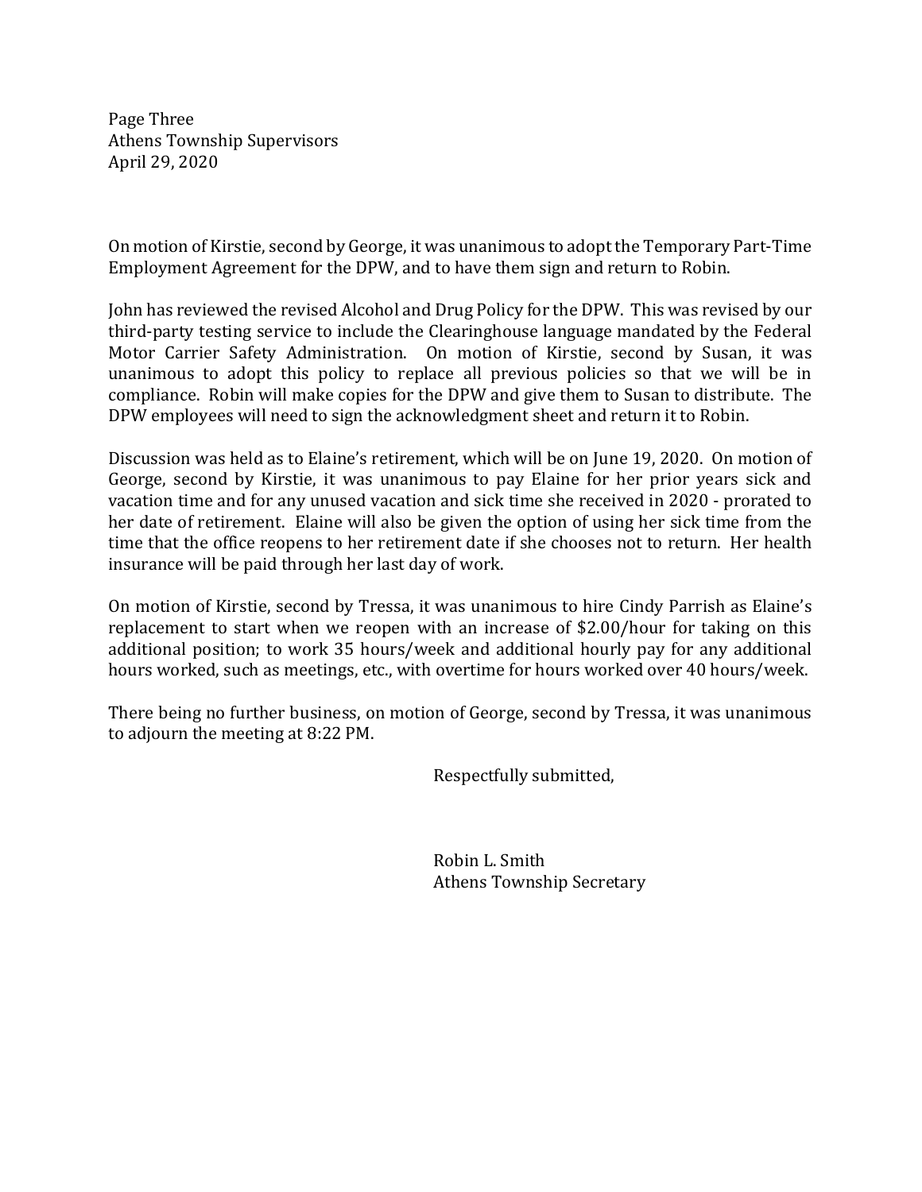On motion of Kirstie, second by George, it was unanimous to adopt the Temporary Part-Time Employment Agreement for the DPW, and to have them sign and return to Robin.

John has reviewed the revised Alcohol and Drug Policy for the DPW. This was revised by our third-party testing service to include the Clearinghouse language mandated by the Federal Motor Carrier Safety Administration. On motion of Kirstie, second by Susan, it was unanimous to adopt this policy to replace all previous policies so that we will be in compliance. Robin will make copies for the DPW and give them to Susan to distribute. The DPW employees will need to sign the acknowledgment sheet and return it to Robin.

Discussion was held as to Elaine's retirement, which will be on June 19, 2020. On motion of George, second by Kirstie, it was unanimous to pay Elaine for her prior years sick and vacation time and for any unused vacation and sick time she received in 2020 - prorated to her date of retirement. Elaine will also be given the option of using her sick time from the time that the office reopens to her retirement date if she chooses not to return. Her health insurance will be paid through her last day of work.

On motion of Kirstie, second by Tressa, it was unanimous to hire Cindy Parrish as Elaine's replacement to start when we reopen with an increase of $2.00/hour for taking on this additional position; to work 35 hours/week and additional hourly pay for any additional hours worked, such as meetings, etc., with overtime for hours worked over 40 hours/week.

There being no further business, on motion of George, second by Tressa, it was unanimous to adjourn the meeting at 8:22 PM.

Respectfully submitted,

Robin L. Smith
Athens Township Secretary